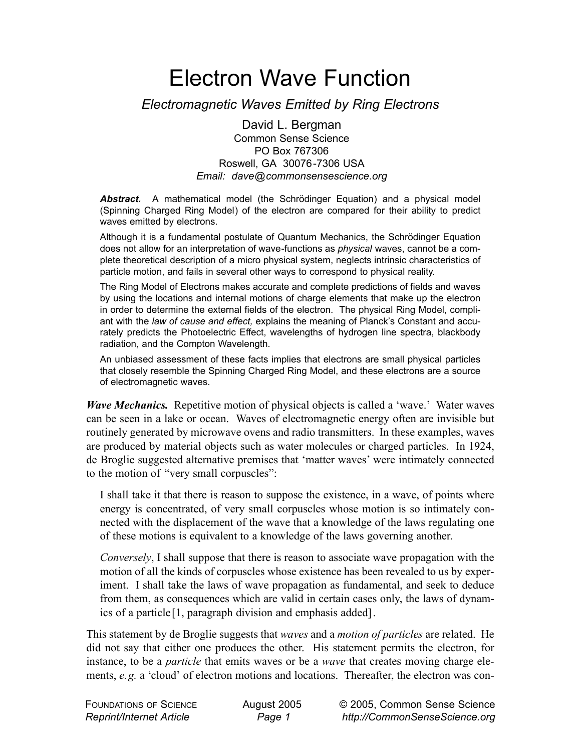# Electron Wave Function

## *Electromagnetic Waves Emitted by Ring Electrons*

David L. Bergman
Common Sense Science
PO Box 767306
Roswell, GA 30076-7306 USA
*Email: dave@commonsensescience.org*

***Abstract.*** A mathematical model (the Schrödinger Equation) and a physical model (Spinning Charged Ring Model) of the electron are compared for their ability to predict waves emitted by electrons.

Although it is a fundamental postulate of Quantum Mechanics, the Schrödinger Equation does not allow for an interpretation of wave-functions as *physical* waves, cannot be a complete theoretical description of a micro physical system, neglects intrinsic characteristics of particle motion, and fails in several other ways to correspond to physical reality.

The Ring Model of Electrons makes accurate and complete predictions of fields and waves by using the locations and internal motions of charge elements that make up the electron in order to determine the external fields of the electron. The physical Ring Model, compliant with the *law of cause and effect,* explains the meaning of Planck's Constant and accurately predicts the Photoelectric Effect, wavelengths of hydrogen line spectra, blackbody radiation, and the Compton Wavelength.

An unbiased assessment of these facts implies that electrons are small physical particles that closely resemble the Spinning Charged Ring Model, and these electrons are a source of electromagnetic waves.

***Wave Mechanics.*** Repetitive motion of physical objects is called a 'wave.' Water waves can be seen in a lake or ocean. Waves of electromagnetic energy often are invisible but routinely generated by microwave ovens and radio transmitters. In these examples, waves are produced by material objects such as water molecules or charged particles. In 1924, de Broglie suggested alternative premises that 'matter waves' were intimately connected to the motion of "very small corpuscles":

> I shall take it that there is reason to suppose the existence, in a wave, of points where energy is concentrated, of very small corpuscles whose motion is so intimately connected with the displacement of the wave that a knowledge of the laws regulating one of these motions is equivalent to a knowledge of the laws governing another.
>
> *Conversely*, I shall suppose that there is reason to associate wave propagation with the motion of all the kinds of corpuscles whose existence has been revealed to us by experiment. I shall take the laws of wave propagation as fundamental, and seek to deduce from them, as consequences which are valid in certain cases only, the laws of dynamics of a particle [1, paragraph division and emphasis added].

This statement by de Broglie suggests that *waves* and a *motion of particles* are related. He did not say that either one produces the other. His statement permits the electron, for instance, to be a *particle* that emits waves or be a *wave* that creates moving charge elements, *e.g.* a 'cloud' of electron motions and locations. Thereafter, the electron was con-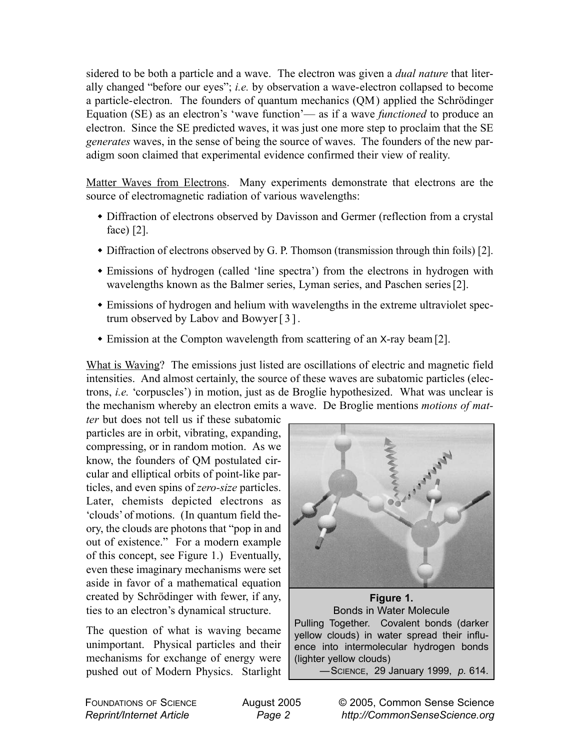sidered to be both a particle and a wave. The electron was given a *dual nature* that literally changed "before our eyes"; *i.e.* by observation a wave-electron collapsed to become a particle-electron. The founders of quantum mechanics (QM) applied the Schrödinger Equation (SE) as an electron's 'wave function'— as if a wave *functioned* to produce an electron. Since the SE predicted waves, it was just one more step to proclaim that the SE *generates* waves, in the sense of being the source of waves. The founders of the new paradigm soon claimed that experimental evidence confirmed their view of reality.

Matter Waves from Electrons. Many experiments demonstrate that electrons are the source of electromagnetic radiation of various wavelengths:

- Diffraction of electrons observed by Davisson and Germer (reflection from a crystal face) [2].
- Diffraction of electrons observed by G. P. Thomson (transmission through thin foils) [2].
- Emissions of hydrogen (called 'line spectra') from the electrons in hydrogen with wavelengths known as the Balmer series, Lyman series, and Paschen series [2].
- Emissions of hydrogen and helium with wavelengths in the extreme ultraviolet spectrum observed by Labov and Bowyer [3].
- Emission at the Compton wavelength from scattering of an X-ray beam [2].

What is Waving? The emissions just listed are oscillations of electric and magnetic field intensities. And almost certainly, the source of these waves are subatomic particles (electrons, *i.e.* 'corpuscles') in motion, just as de Broglie hypothesized. What was unclear is the mechanism whereby an electron emits a wave. De Broglie mentions *motions of matter* but does not tell us if these subatomic particles are in orbit, vibrating, expanding, compressing, or in random motion. As we know, the founders of QM postulated circular and elliptical orbits of point-like particles, and even spins of *zero-size* particles. Later, chemists depicted electrons as 'clouds' of motions. (In quantum field theory, the clouds are photons that "pop in and out of existence." For a modern example of this concept, see Figure 1.) Eventually, even these imaginary mechanisms were set aside in favor of a mathematical equation created by Schrödinger with fewer, if any, ties to an electron's dynamical structure.

**Figure 1.**
Bonds in Water Molecule
Pulling Together. Covalent bonds (darker yellow clouds) in water spread their influence into intermolecular hydrogen bonds (lighter yellow clouds)
—SCIENCE, 29 January 1999, *p.* 614.

The question of what is waving became unimportant. Physical particles and their mechanisms for exchange of energy were pushed out of Modern Physics. Starlight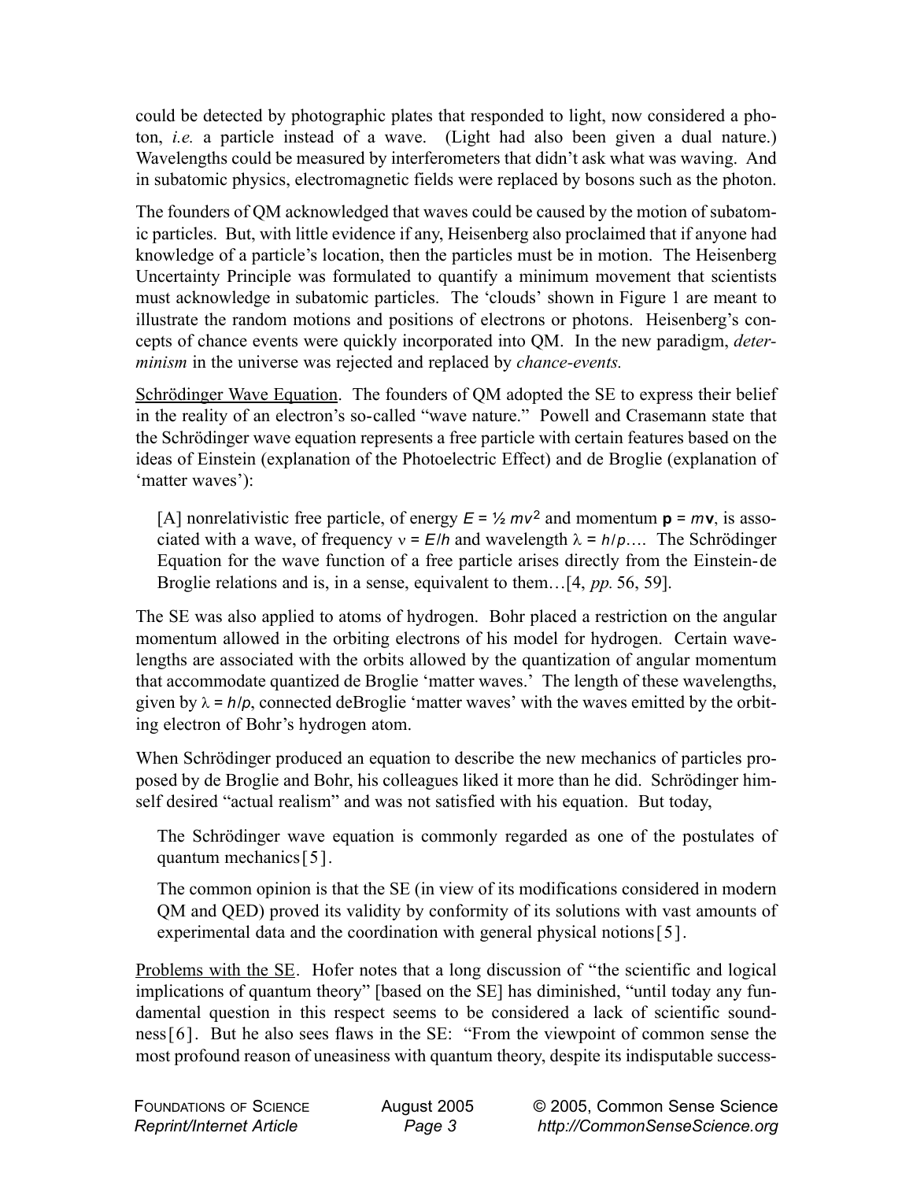could be detected by photographic plates that responded to light, now considered a photon, *i.e.* a particle instead of a wave. (Light had also been given a dual nature.) Wavelengths could be measured by interferometers that didn't ask what was waving. And in subatomic physics, electromagnetic fields were replaced by bosons such as the photon.

The founders of QM acknowledged that waves could be caused by the motion of subatomic particles. But, with little evidence if any, Heisenberg also proclaimed that if anyone had knowledge of a particle's location, then the particles must be in motion. The Heisenberg Uncertainty Principle was formulated to quantify a minimum movement that scientists must acknowledge in subatomic particles. The 'clouds' shown in Figure 1 are meant to illustrate the random motions and positions of electrons or photons. Heisenberg's concepts of chance events were quickly incorporated into QM. In the new paradigm, *determinism* in the universe was rejected and replaced by *chance-events.*

Schrödinger Wave Equation. The founders of QM adopted the SE to express their belief in the reality of an electron's so-called "wave nature." Powell and Crasemann state that the Schrödinger wave equation represents a free particle with certain features based on the ideas of Einstein (explanation of the Photoelectric Effect) and de Broglie (explanation of 'matter waves'):

> [A] nonrelativistic free particle, of energy $E = \frac{1}{2} mv^2$ and momentum $\mathbf{p} = m\mathbf{v}$, is associated with a wave, of frequency $\nu = E/h$ and wavelength $\lambda = h/p$…. The Schrödinger Equation for the wave function of a free particle arises directly from the Einstein-de Broglie relations and is, in a sense, equivalent to them…[4, *pp.* 56, 59].

The SE was also applied to atoms of hydrogen. Bohr placed a restriction on the angular momentum allowed in the orbiting electrons of his model for hydrogen. Certain wavelengths are associated with the orbits allowed by the quantization of angular momentum that accommodate quantized de Broglie 'matter waves.' The length of these wavelengths, given by $\lambda = h/p$, connected deBroglie 'matter waves' with the waves emitted by the orbiting electron of Bohr's hydrogen atom.

When Schrödinger produced an equation to describe the new mechanics of particles proposed by de Broglie and Bohr, his colleagues liked it more than he did. Schrödinger himself desired "actual realism" and was not satisfied with his equation. But today,

> The Schrödinger wave equation is commonly regarded as one of the postulates of quantum mechanics[5].
>
> The common opinion is that the SE (in view of its modifications considered in modern QM and QED) proved its validity by conformity of its solutions with vast amounts of experimental data and the coordination with general physical notions[5].

Problems with the SE. Hofer notes that a long discussion of "the scientific and logical implications of quantum theory" [based on the SE] has diminished, "until today any fundamental question in this respect seems to be considered a lack of scientific soundness[6]. But he also sees flaws in the SE: "From the viewpoint of common sense the most profound reason of uneasiness with quantum theory, despite its indisputable success-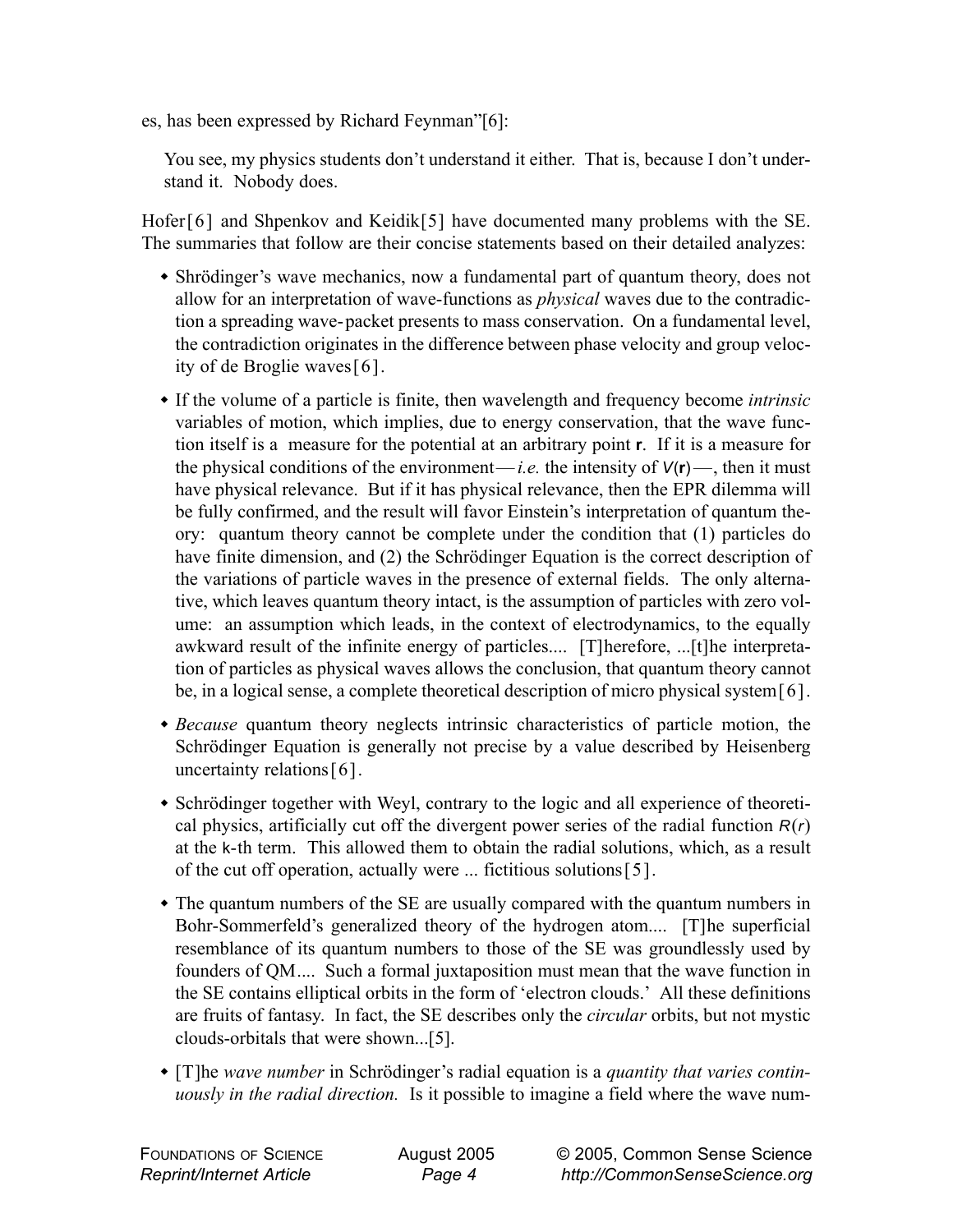es, has been expressed by Richard Feynman"[6]:

> You see, my physics students don't understand it either. That is, because I don't understand it. Nobody does.

Hofer[6] and Shpenkov and Keidik[5] have documented many problems with the SE. The summaries that follow are their concise statements based on their detailed analyzes:

- Shrödinger's wave mechanics, now a fundamental part of quantum theory, does not allow for an interpretation of wave-functions as *physical* waves due to the contradiction a spreading wave-packet presents to mass conservation. On a fundamental level, the contradiction originates in the difference between phase velocity and group velocity of de Broglie waves[6].
- If the volume of a particle is finite, then wavelength and frequency become *intrinsic* variables of motion, which implies, due to energy conservation, that the wave function itself is a measure for the potential at an arbitrary point $\mathbf{r}$. If it is a measure for the physical conditions of the environment—*i.e.* the intensity of $V(\mathbf{r})$—, then it must have physical relevance. But if it has physical relevance, then the EPR dilemma will be fully confirmed, and the result will favor Einstein's interpretation of quantum theory: quantum theory cannot be complete under the condition that (1) particles do have finite dimension, and (2) the Schrödinger Equation is the correct description of the variations of particle waves in the presence of external fields. The only alternative, which leaves quantum theory intact, is the assumption of particles with zero volume: an assumption which leads, in the context of electrodynamics, to the equally awkward result of the infinite energy of particles.... [T]herefore, ...[t]he interpretation of particles as physical waves allows the conclusion, that quantum theory cannot be, in a logical sense, a complete theoretical description of micro physical system[6].
- *Because* quantum theory neglects intrinsic characteristics of particle motion, the Schrödinger Equation is generally not precise by a value described by Heisenberg uncertainty relations[6].
- Schrödinger together with Weyl, contrary to the logic and all experience of theoretical physics, artificially cut off the divergent power series of the radial function $R(r)$ at the k-th term. This allowed them to obtain the radial solutions, which, as a result of the cut off operation, actually were ... fictitious solutions[5].
- The quantum numbers of the SE are usually compared with the quantum numbers in Bohr-Sommerfeld's generalized theory of the hydrogen atom.... [T]he superficial resemblance of its quantum numbers to those of the SE was groundlessly used by founders of QM.... Such a formal juxtaposition must mean that the wave function in the SE contains elliptical orbits in the form of 'electron clouds.' All these definitions are fruits of fantasy. In fact, the SE describes only the *circular* orbits, but not mystic clouds-orbitals that were shown...[5].
- [T]he *wave number* in Schrödinger's radial equation is a *quantity that varies continuously in the radial direction.* Is it possible to imagine a field where the wave num-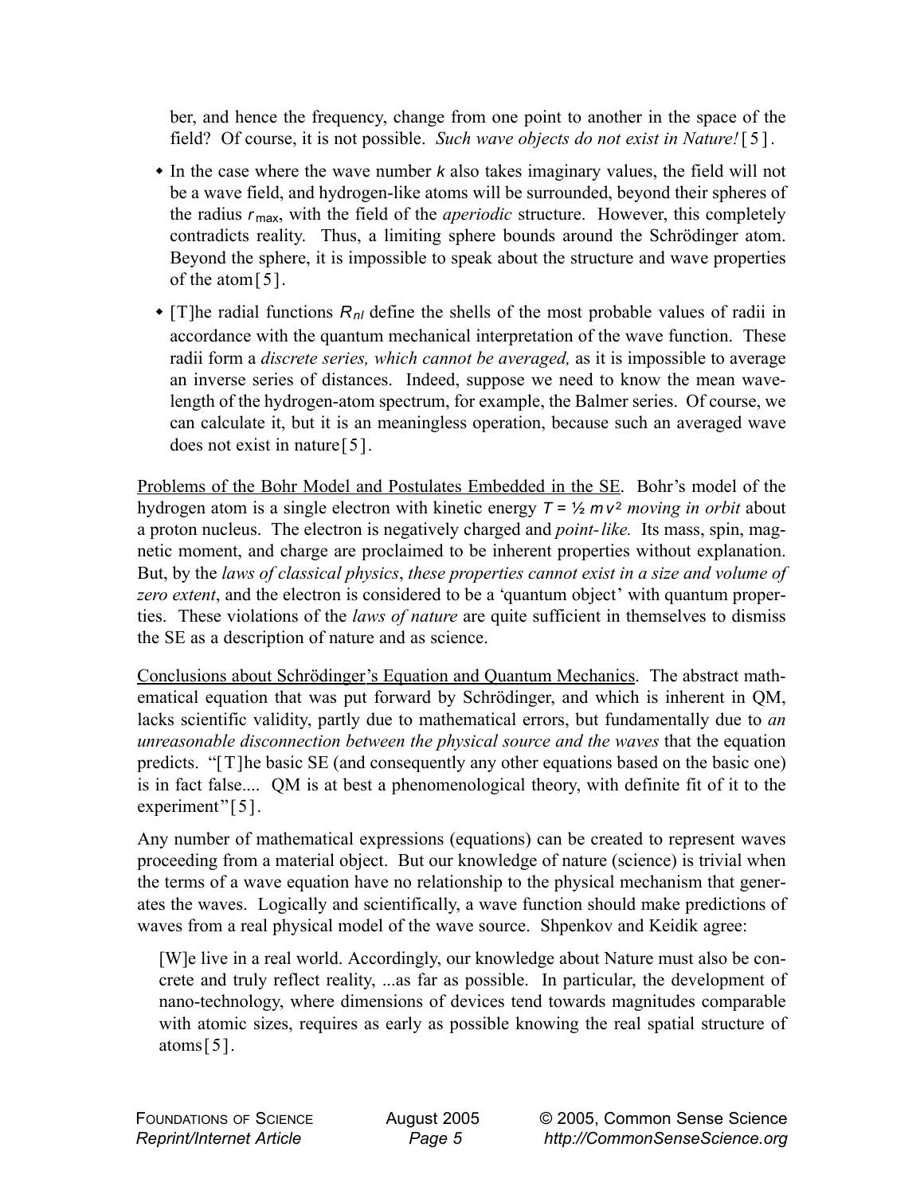ber, and hence the frequency, change from one point to another in the space of the field? Of course, it is not possible. *Such wave objects do not exist in Nature!*[5].

- In the case where the wave number $k$ also takes imaginary values, the field will not be a wave field, and hydrogen-like atoms will be surrounded, beyond their spheres of the radius $r_{max}$, with the field of the *aperiodic* structure. However, this completely contradicts reality. Thus, a limiting sphere bounds around the Schrödinger atom. Beyond the sphere, it is impossible to speak about the structure and wave properties of the atom[5].

- [T]he radial functions $R_{nl}$ define the shells of the most probable values of radii in accordance with the quantum mechanical interpretation of the wave function. These radii form a *discrete series, which cannot be averaged,* as it is impossible to average an inverse series of distances. Indeed, suppose we need to know the mean wavelength of the hydrogen-atom spectrum, for example, the Balmer series. Of course, we can calculate it, but it is an meaningless operation, because such an averaged wave does not exist in nature[5].

<u>Problems of the Bohr Model and Postulates Embedded in the SE</u>. Bohr's model of the hydrogen atom is a single electron with kinetic energy $T = ½ mv^2$ *moving in orbit* about a proton nucleus. The electron is negatively charged and *point-like.* Its mass, spin, magnetic moment, and charge are proclaimed to be inherent properties without explanation. But, by the *laws of classical physics*, *these properties cannot exist in a size and volume of zero extent*, and the electron is considered to be a 'quantum object' with quantum properties. These violations of the *laws of nature* are quite sufficient in themselves to dismiss the SE as a description of nature and as science.

<u>Conclusions about Schrödinger's Equation and Quantum Mechanics</u>. The abstract mathematical equation that was put forward by Schrödinger, and which is inherent in QM, lacks scientific validity, partly due to mathematical errors, but fundamentally due to *an unreasonable disconnection between the physical source and the waves* that the equation predicts. "[T]he basic SE (and consequently any other equations based on the basic one) is in fact false.... QM is at best a phenomenological theory, with definite fit of it to the experiment"[5].

Any number of mathematical expressions (equations) can be created to represent waves proceeding from a material object. But our knowledge of nature (science) is trivial when the terms of a wave equation have no relationship to the physical mechanism that generates the waves. Logically and scientifically, a wave function should make predictions of waves from a real physical model of the wave source. Shpenkov and Keidik agree:

> [W]e live in a real world. Accordingly, our knowledge about Nature must also be concrete and truly reflect reality, ...as far as possible. In particular, the development of nano-technology, where dimensions of devices tend towards magnitudes comparable with atomic sizes, requires as early as possible knowing the real spatial structure of atoms[5].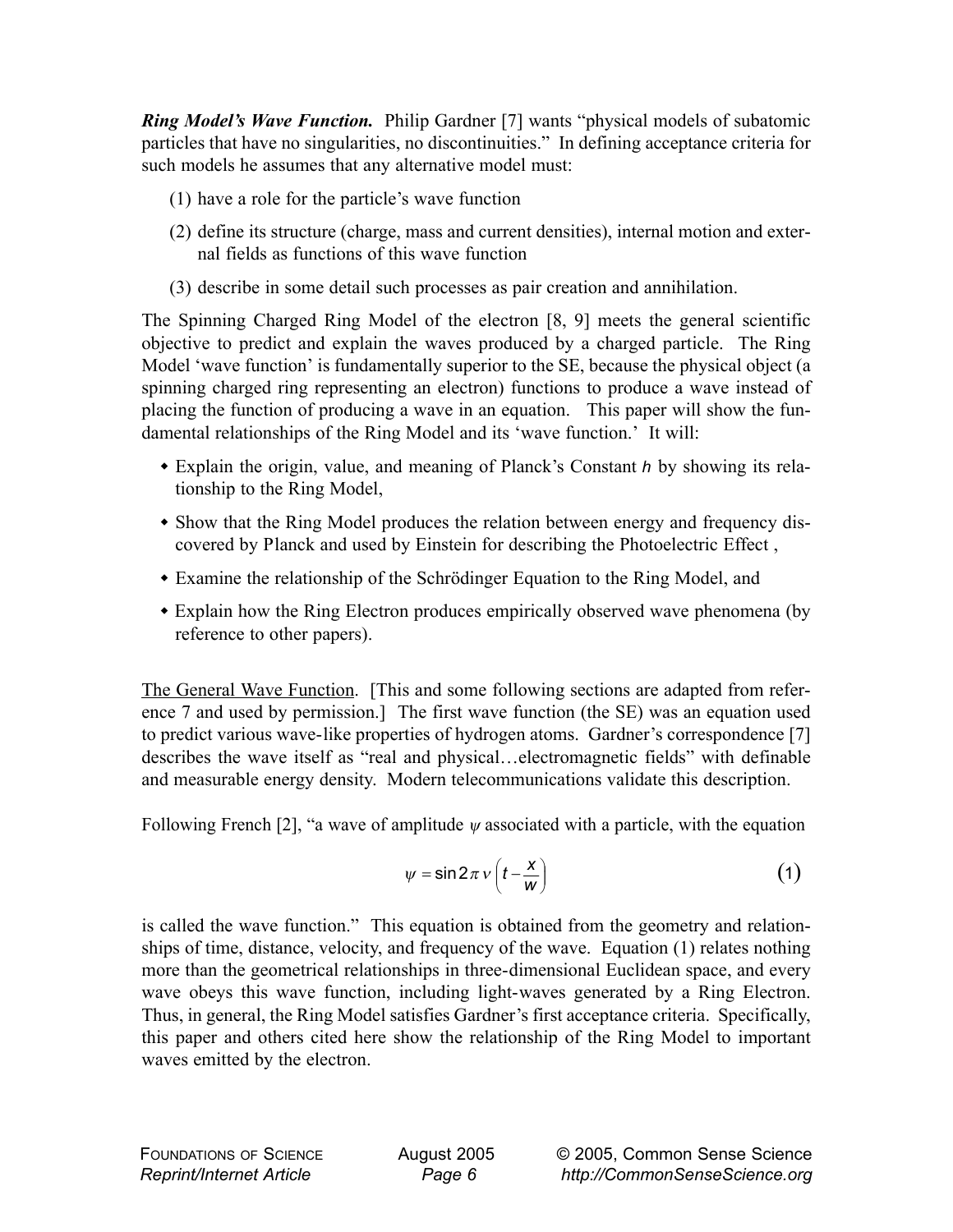***Ring Model's Wave Function.*** Philip Gardner [7] wants "physical models of subatomic particles that have no singularities, no discontinuities." In defining acceptance criteria for such models he assumes that any alternative model must:

(1) have a role for the particle's wave function

(2) define its structure (charge, mass and current densities), internal motion and external fields as functions of this wave function

(3) describe in some detail such processes as pair creation and annihilation.

The Spinning Charged Ring Model of the electron [8, 9] meets the general scientific objective to predict and explain the waves produced by a charged particle. The Ring Model 'wave function' is fundamentally superior to the SE, because the physical object (a spinning charged ring representing an electron) functions to produce a wave instead of placing the function of producing a wave in an equation. This paper will show the fundamental relationships of the Ring Model and its 'wave function.' It will:

- Explain the origin, value, and meaning of Planck's Constant $h$ by showing its relationship to the Ring Model,
- Show that the Ring Model produces the relation between energy and frequency discovered by Planck and used by Einstein for describing the Photoelectric Effect ,
- Examine the relationship of the Schrödinger Equation to the Ring Model, and
- Explain how the Ring Electron produces empirically observed wave phenomena (by reference to other papers).

<u>The General Wave Function</u>. [This and some following sections are adapted from reference 7 and used by permission.] The first wave function (the SE) was an equation used to predict various wave-like properties of hydrogen atoms. Gardner's correspondence [7] describes the wave itself as "real and physical…electromagnetic fields" with definable and measurable energy density. Modern telecommunications validate this description.

Following French [2], "a wave of amplitude $\psi$ associated with a particle, with the equation

$$\psi = \sin 2\pi\nu\left(t - \frac{x}{w}\right) \tag{1}$$

is called the wave function." This equation is obtained from the geometry and relationships of time, distance, velocity, and frequency of the wave. Equation (1) relates nothing more than the geometrical relationships in three-dimensional Euclidean space, and every wave obeys this wave function, including light-waves generated by a Ring Electron. Thus, in general, the Ring Model satisfies Gardner's first acceptance criteria. Specifically, this paper and others cited here show the relationship of the Ring Model to important waves emitted by the electron.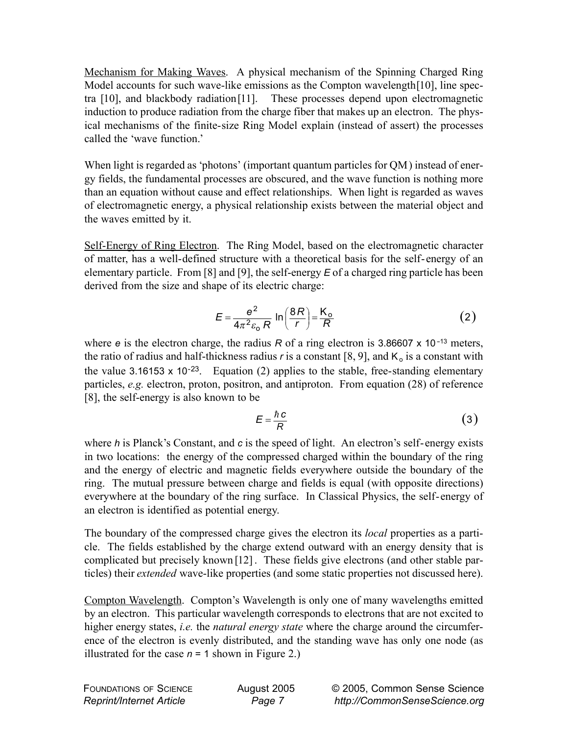Mechanism for Making Waves. A physical mechanism of the Spinning Charged Ring Model accounts for such wave-like emissions as the Compton wavelength[10], line spectra [10], and blackbody radiation[11]. These processes depend upon electromagnetic induction to produce radiation from the charge fiber that makes up an electron. The physical mechanisms of the finite-size Ring Model explain (instead of assert) the processes called the 'wave function.'

When light is regarded as 'photons' (important quantum particles for QM) instead of energy fields, the fundamental processes are obscured, and the wave function is nothing more than an equation without cause and effect relationships. When light is regarded as waves of electromagnetic energy, a physical relationship exists between the material object and the waves emitted by it.

Self-Energy of Ring Electron. The Ring Model, based on the electromagnetic character of matter, has a well-defined structure with a theoretical basis for the self-energy of an elementary particle. From [8] and [9], the self-energy $E$ of a charged ring particle has been derived from the size and shape of its electric charge:

$$E = \frac{e^2}{4\pi^2 \varepsilon_o R} \ln\left(\frac{8R}{r}\right) = \frac{K_o}{R} \tag{2}$$

where $e$ is the electron charge, the radius $R$ of a ring electron is $3.86607 \times 10^{-13}$ meters, the ratio of radius and half-thickness radius $r$ is a constant [8, 9], and $K_o$ is a constant with the value $3.16153 \times 10^{-23}$. Equation (2) applies to the stable, free-standing elementary particles, *e.g.* electron, proton, positron, and antiproton. From equation (28) of reference [8], the self-energy is also known to be

$$E = \frac{\hbar c}{R} \tag{3}$$

where $h$ is Planck's Constant, and $c$ is the speed of light. An electron's self-energy exists in two locations: the energy of the compressed charged within the boundary of the ring and the energy of electric and magnetic fields everywhere outside the boundary of the ring. The mutual pressure between charge and fields is equal (with opposite directions) everywhere at the boundary of the ring surface. In Classical Physics, the self-energy of an electron is identified as potential energy.

The boundary of the compressed charge gives the electron its *local* properties as a particle. The fields established by the charge extend outward with an energy density that is complicated but precisely known[12]. These fields give electrons (and other stable particles) their *extended* wave-like properties (and some static properties not discussed here).

Compton Wavelength. Compton's Wavelength is only one of many wavelengths emitted by an electron. This particular wavelength corresponds to electrons that are not excited to higher energy states, *i.e.* the *natural energy state* where the charge around the circumference of the electron is evenly distributed, and the standing wave has only one node (as illustrated for the case $n = 1$ shown in Figure 2.)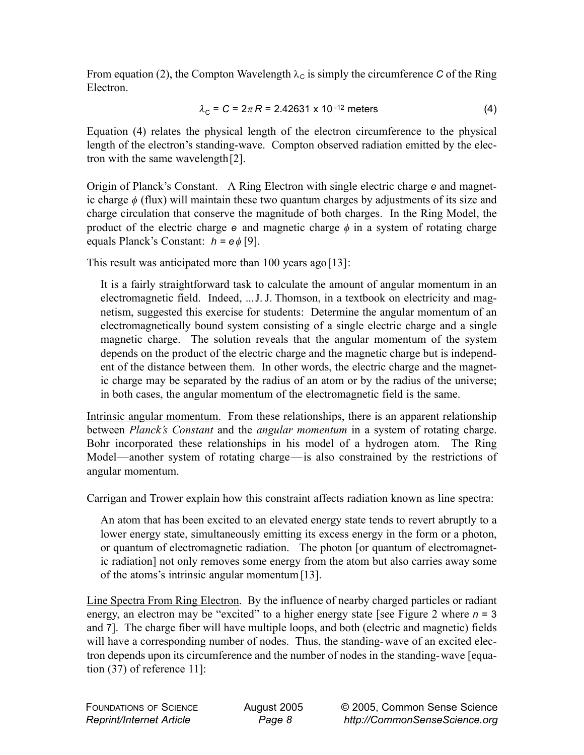From equation (2), the Compton Wavelength $\lambda_C$ is simply the circumference $C$ of the Ring Electron.

$$\lambda_C = C = 2\pi R = 2.42631 \times 10^{-12} \text{ meters} \tag{4}$$

Equation (4) relates the physical length of the electron circumference to the physical length of the electron's standing-wave. Compton observed radiation emitted by the electron with the same wavelength [2].

Origin of Planck's Constant. A Ring Electron with single electric charge $e$ and magnetic charge $\phi$ (flux) will maintain these two quantum charges by adjustments of its size and charge circulation that conserve the magnitude of both charges. In the Ring Model, the product of the electric charge $e$ and magnetic charge $\phi$ in a system of rotating charge equals Planck's Constant: $h = e\phi$ [9].

This result was anticipated more than 100 years ago [13]:

> It is a fairly straightforward task to calculate the amount of angular momentum in an electromagnetic field. Indeed, ... J. J. Thomson, in a textbook on electricity and magnetism, suggested this exercise for students: Determine the angular momentum of an electromagnetically bound system consisting of a single electric charge and a single magnetic charge. The solution reveals that the angular momentum of the system depends on the product of the electric charge and the magnetic charge but is independent of the distance between them. In other words, the electric charge and the magnetic charge may be separated by the radius of an atom or by the radius of the universe; in both cases, the angular momentum of the electromagnetic field is the same.

Intrinsic angular momentum. From these relationships, there is an apparent relationship between *Planck's Constant* and the *angular momentum* in a system of rotating charge. Bohr incorporated these relationships in his model of a hydrogen atom. The Ring Model—another system of rotating charge—is also constrained by the restrictions of angular momentum.

Carrigan and Trower explain how this constraint affects radiation known as line spectra:

> An atom that has been excited to an elevated energy state tends to revert abruptly to a lower energy state, simultaneously emitting its excess energy in the form or a photon, or quantum of electromagnetic radiation. The photon [or quantum of electromagnetic radiation] not only removes some energy from the atom but also carries away some of the atoms's intrinsic angular momentum [13].

Line Spectra From Ring Electron. By the influence of nearby charged particles or radiant energy, an electron may be "excited" to a higher energy state [see Figure 2 where $n = 3$ and 7]. The charge fiber will have multiple loops, and both (electric and magnetic) fields will have a corresponding number of nodes. Thus, the standing-wave of an excited electron depends upon its circumference and the number of nodes in the standing-wave [equation (37) of reference 11]: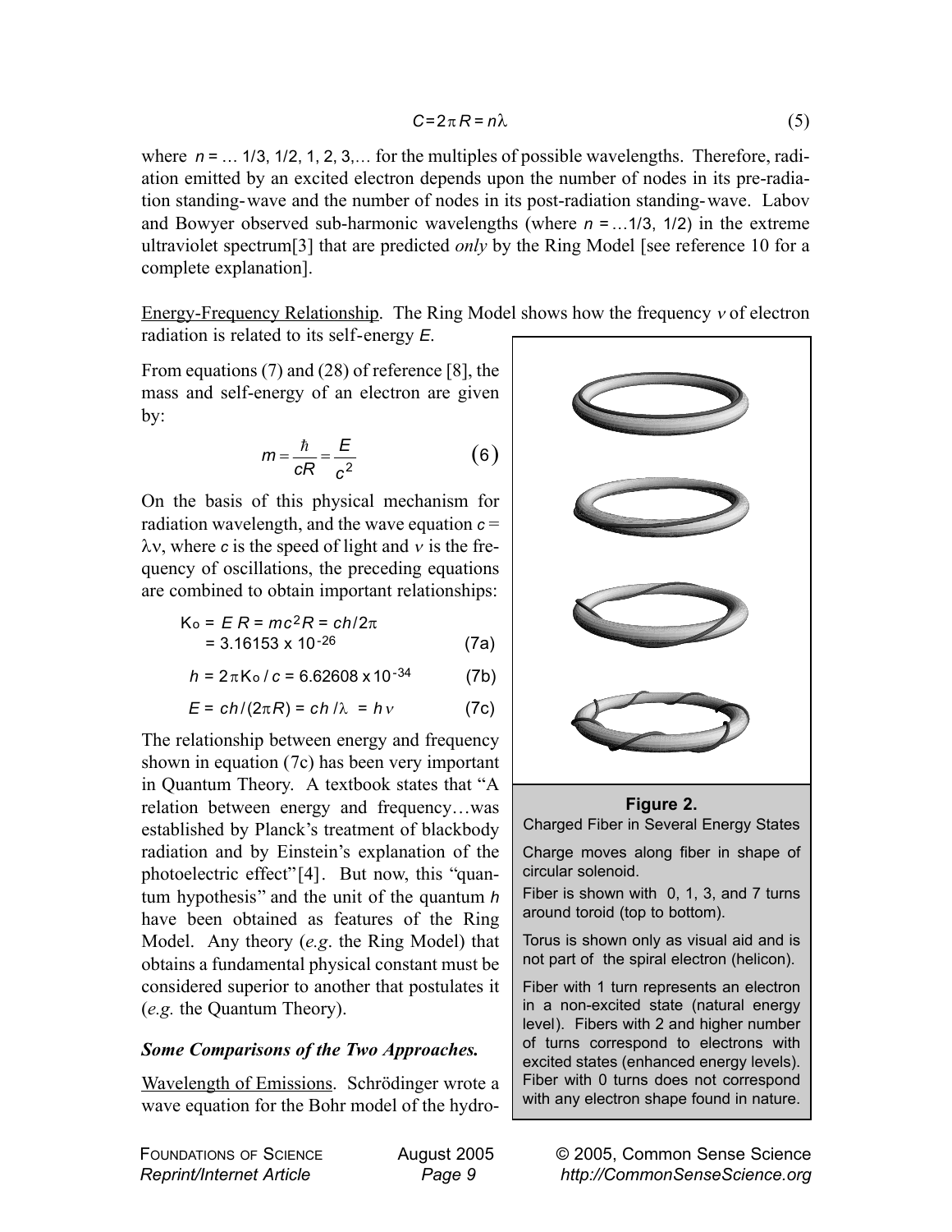$$C = 2\pi R = n\lambda \tag{5}$$

where $n = \ldots 1/3, 1/2, 1, 2, 3, \ldots$ for the multiples of possible wavelengths. Therefore, radiation emitted by an excited electron depends upon the number of nodes in its pre-radiation standing-wave and the number of nodes in its post-radiation standing-wave. Labov and Bowyer observed sub-harmonic wavelengths (where $n = \ldots 1/3, 1/2$) in the extreme ultraviolet spectrum[3] that are predicted *only* by the Ring Model [see reference 10 for a complete explanation].

Energy-Frequency Relationship. The Ring Model shows how the frequency $\nu$ of electron radiation is related to its self-energy $E$.

From equations (7) and (28) of reference [8], the mass and self-energy of an electron are given by:

$$m = \frac{\hbar}{cR} = \frac{E}{c^2} \tag{6}$$

On the basis of this physical mechanism for radiation wavelength, and the wave equation $c = \lambda\nu$, where $c$ is the speed of light and $\nu$ is the frequency of oscillations, the preceding equations are combined to obtain important relationships:

$$K_o = E\,R = mc^2R = ch/2\pi = 3.16153 \times 10^{-26} \tag{7a}$$

$$h = 2\pi K_o / c = 6.62608 \times 10^{-34} \tag{7b}$$

$$E = ch/(2\pi R) = ch/\lambda = h\nu \tag{7c}$$

The relationship between energy and frequency shown in equation (7c) has been very important in Quantum Theory. A textbook states that "A relation between energy and frequency…was established by Planck's treatment of blackbody radiation and by Einstein's explanation of the photoelectric effect"[4]. But now, this "quantum hypothesis" and the unit of the quantum $h$ have been obtained as features of the Ring Model. Any theory (*e.g*. the Ring Model) that obtains a fundamental physical constant must be considered superior to another that postulates it (*e.g.* the Quantum Theory).

**Figure 2.**
Charged Fiber in Several Energy States

Charge moves along fiber in shape of circular solenoid.

Fiber is shown with 0, 1, 3, and 7 turns around toroid (top to bottom).

Torus is shown only as visual aid and is not part of the spiral electron (helicon).

Fiber with 1 turn represents an electron in a non-excited state (natural energy level). Fibers with 2 and higher number of turns correspond to electrons with excited states (enhanced energy levels). Fiber with 0 turns does not correspond with any electron shape found in nature.

### *Some Comparisons of the Two Approaches.*

Wavelength of Emissions. Schrödinger wrote a wave equation for the Bohr model of the hydro-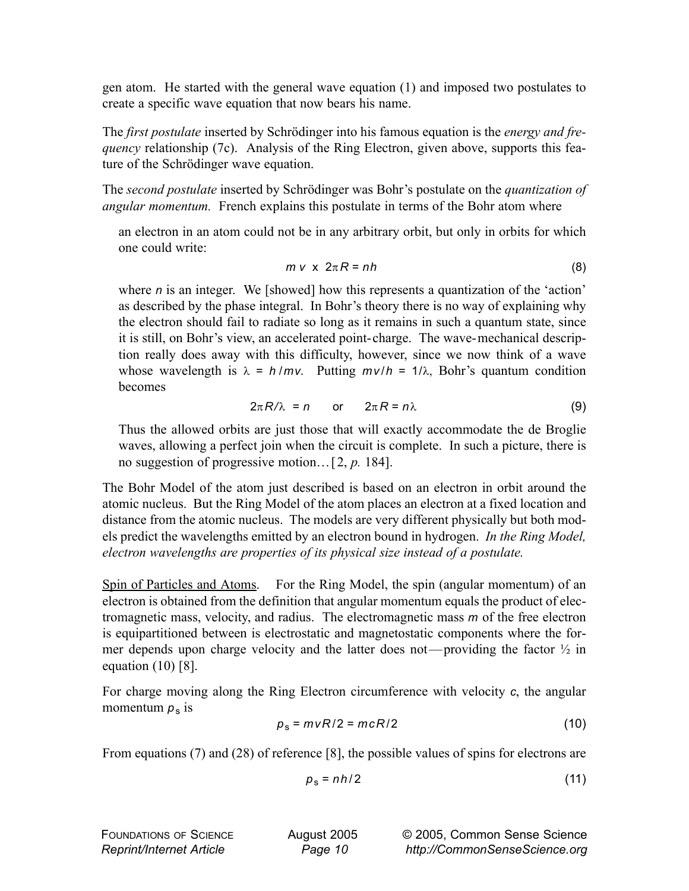gen atom. He started with the general wave equation (1) and imposed two postulates to create a specific wave equation that now bears his name.

The *first postulate* inserted by Schrödinger into his famous equation is the *energy and frequency* relationship (7c). Analysis of the Ring Electron, given above, supports this feature of the Schrödinger wave equation.

The *second postulate* inserted by Schrödinger was Bohr's postulate on the *quantization of angular momentum.* French explains this postulate in terms of the Bohr atom where

> an electron in an atom could not be in any arbitrary orbit, but only in orbits for which one could write:
>
> $$m\,v \times 2\pi R = nh \tag{8}$$
>
> where $n$ is an integer. We [showed] how this represents a quantization of the 'action' as described by the phase integral. In Bohr's theory there is no way of explaining why the electron should fail to radiate so long as it remains in such a quantum state, since it is still, on Bohr's view, an accelerated point-charge. The wave-mechanical description really does away with this difficulty, however, since we now think of a wave whose wavelength is $\lambda = h/mv$. Putting $mv/h = 1/\lambda$, Bohr's quantum condition becomes
>
> $$2\pi R/\lambda = n \quad \text{or} \quad 2\pi R = n\lambda \tag{9}$$
>
> Thus the allowed orbits are just those that will exactly accommodate the de Broglie waves, allowing a perfect join when the circuit is complete. In such a picture, there is no suggestion of progressive motion… [2, *p.* 184].

The Bohr Model of the atom just described is based on an electron in orbit around the atomic nucleus. But the Ring Model of the atom places an electron at a fixed location and distance from the atomic nucleus. The models are very different physically but both models predict the wavelengths emitted by an electron bound in hydrogen. *In the Ring Model, electron wavelengths are properties of its physical size instead of a postulate.*

Spin of Particles and Atoms. For the Ring Model, the spin (angular momentum) of an electron is obtained from the definition that angular momentum equals the product of electromagnetic mass, velocity, and radius. The electromagnetic mass $m$ of the free electron is equipartitioned between is electrostatic and magnetostatic components where the former depends upon charge velocity and the latter does not—providing the factor ½ in equation (10) [8].

For charge moving along the Ring Electron circumference with velocity $c$, the angular momentum $p_s$ is

$$p_s = mvR/2 = mcR/2 \tag{10}$$

From equations (7) and (28) of reference [8], the possible values of spins for electrons are

$$p_s = nh/2 \tag{11}$$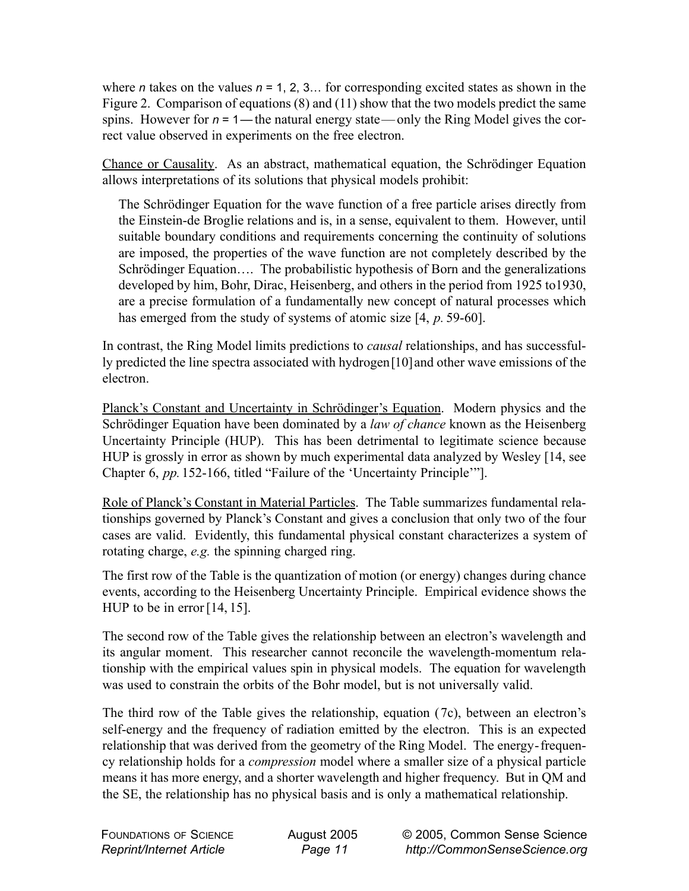where $n$ takes on the values $n = 1, 2, 3$… for corresponding excited states as shown in the Figure 2. Comparison of equations (8) and (11) show that the two models predict the same spins. However for $n = 1$ — the natural energy state — only the Ring Model gives the correct value observed in experiments on the free electron.

Chance or Causality. As an abstract, mathematical equation, the Schrödinger Equation allows interpretations of its solutions that physical models prohibit:

> The Schrödinger Equation for the wave function of a free particle arises directly from the Einstein-de Broglie relations and is, in a sense, equivalent to them. However, until suitable boundary conditions and requirements concerning the continuity of solutions are imposed, the properties of the wave function are not completely described by the Schrödinger Equation…. The probabilistic hypothesis of Born and the generalizations developed by him, Bohr, Dirac, Heisenberg, and others in the period from 1925 to1930, are a precise formulation of a fundamentally new concept of natural processes which has emerged from the study of systems of atomic size [4, *p.* 59-60].

In contrast, the Ring Model limits predictions to *causal* relationships, and has successfully predicted the line spectra associated with hydrogen [10] and other wave emissions of the electron.

Planck's Constant and Uncertainty in Schrödinger's Equation. Modern physics and the Schrödinger Equation have been dominated by a *law of chance* known as the Heisenberg Uncertainty Principle (HUP). This has been detrimental to legitimate science because HUP is grossly in error as shown by much experimental data analyzed by Wesley [14, see Chapter 6, *pp.* 152-166, titled "Failure of the 'Uncertainty Principle'"].

Role of Planck's Constant in Material Particles. The Table summarizes fundamental relationships governed by Planck's Constant and gives a conclusion that only two of the four cases are valid. Evidently, this fundamental physical constant characterizes a system of rotating charge, *e.g.* the spinning charged ring.

The first row of the Table is the quantization of motion (or energy) changes during chance events, according to the Heisenberg Uncertainty Principle. Empirical evidence shows the HUP to be in error [14, 15].

The second row of the Table gives the relationship between an electron's wavelength and its angular moment. This researcher cannot reconcile the wavelength-momentum relationship with the empirical values spin in physical models. The equation for wavelength was used to constrain the orbits of the Bohr model, but is not universally valid.

The third row of the Table gives the relationship, equation (7c), between an electron's self-energy and the frequency of radiation emitted by the electron. This is an expected relationship that was derived from the geometry of the Ring Model. The energy-frequency relationship holds for a *compression* model where a smaller size of a physical particle means it has more energy, and a shorter wavelength and higher frequency. But in QM and the SE, the relationship has no physical basis and is only a mathematical relationship.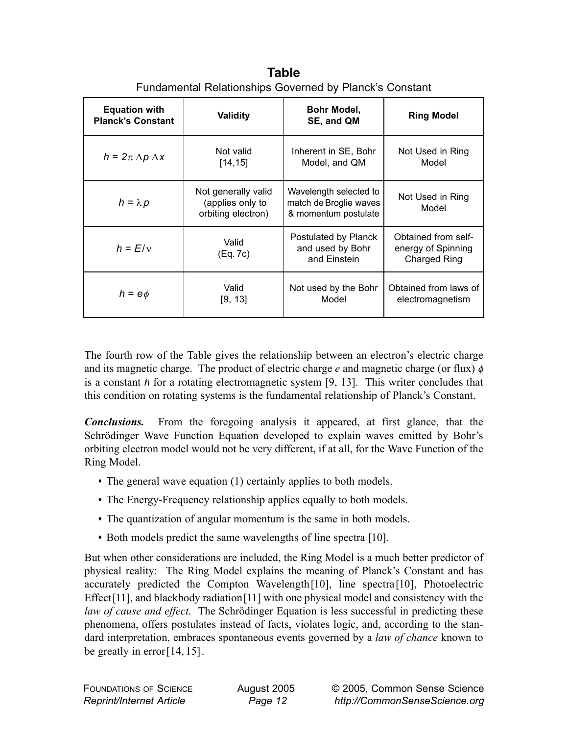**Table**
Fundamental Relationships Governed by Planck's Constant

| Equation with Planck's Constant | Validity | Bohr Model, SE, and QM | Ring Model |
|---|---|---|---|
| $h = 2\pi \, \Delta p \, \Delta x$ | Not valid [14,15] | Inherent in SE, Bohr Model, and QM | Not Used in Ring Model |
| $h = \lambda \, p$ | Not generally valid (applies only to orbiting electron) | Wavelength selected to match de Broglie waves & momentum postulate | Not Used in Ring Model |
| $h = E / \nu$ | Valid (Eq. 7c) | Postulated by Planck and used by Bohr and Einstein | Obtained from self-energy of Spinning Charged Ring |
| $h = e\phi$ | Valid [9, 13] | Not used by the Bohr Model | Obtained from laws of electromagnetism |

The fourth row of the Table gives the relationship between an electron's electric charge and its magnetic charge. The product of electric charge $e$ and magnetic charge (or flux) $\phi$ is a constant $h$ for a rotating electromagnetic system [9, 13]. This writer concludes that this condition on rotating systems is the fundamental relationship of Planck's Constant.

***Conclusions.*** From the foregoing analysis it appeared, at first glance, that the Schrödinger Wave Function Equation developed to explain waves emitted by Bohr's orbiting electron model would not be very different, if at all, for the Wave Function of the Ring Model.

- The general wave equation (1) certainly applies to both models.
- The Energy-Frequency relationship applies equally to both models.
- The quantization of angular momentum is the same in both models.
- Both models predict the same wavelengths of line spectra [10].

But when other considerations are included, the Ring Model is a much better predictor of physical reality: The Ring Model explains the meaning of Planck's Constant and has accurately predicted the Compton Wavelength [10], line spectra [10], Photoelectric Effect [11], and blackbody radiation [11] with one physical model and consistency with the *law of cause and effect.* The Schrödinger Equation is less successful in predicting these phenomena, offers postulates instead of facts, violates logic, and, according to the standard interpretation, embraces spontaneous events governed by a *law of chance* known to be greatly in error [14, 15].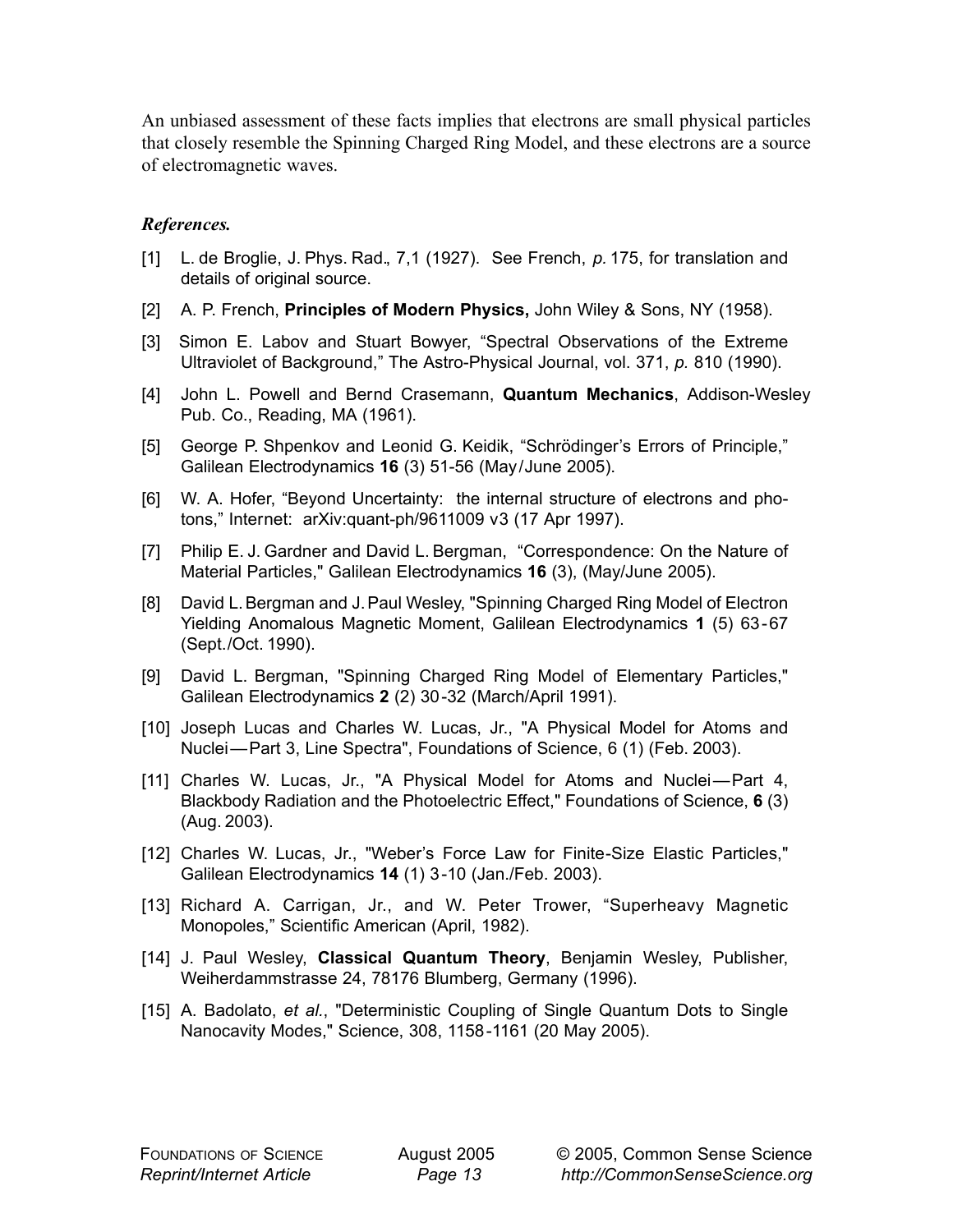An unbiased assessment of these facts implies that electrons are small physical particles that closely resemble the Spinning Charged Ring Model, and these electrons are a source of electromagnetic waves.

### *References.*

[1] L. de Broglie, J. Phys. Rad., 7,1 (1927). See French, *p.* 175, for translation and details of original source.

[2] A. P. French, **Principles of Modern Physics,** John Wiley & Sons, NY (1958).

[3] Simon E. Labov and Stuart Bowyer, "Spectral Observations of the Extreme Ultraviolet of Background," The Astro-Physical Journal, vol. 371, *p.* 810 (1990).

[4] John L. Powell and Bernd Crasemann, **Quantum Mechanics**, Addison-Wesley Pub. Co., Reading, MA (1961).

[5] George P. Shpenkov and Leonid G. Keidik, "Schrödinger's Errors of Principle," Galilean Electrodynamics **16** (3) 51-56 (May/June 2005).

[6] W. A. Hofer, "Beyond Uncertainty: the internal structure of electrons and photons," Internet: arXiv:quant-ph/9611009 v3 (17 Apr 1997).

[7] Philip E. J. Gardner and David L. Bergman, "Correspondence: On the Nature of Material Particles," Galilean Electrodynamics **16** (3), (May/June 2005).

[8] David L. Bergman and J. Paul Wesley, "Spinning Charged Ring Model of Electron Yielding Anomalous Magnetic Moment, Galilean Electrodynamics **1** (5) 63-67 (Sept./Oct. 1990).

[9] David L. Bergman, "Spinning Charged Ring Model of Elementary Particles," Galilean Electrodynamics **2** (2) 30-32 (March/April 1991).

[10] Joseph Lucas and Charles W. Lucas, Jr., "A Physical Model for Atoms and Nuclei—Part 3, Line Spectra", Foundations of Science, 6 (1) (Feb. 2003).

[11] Charles W. Lucas, Jr., "A Physical Model for Atoms and Nuclei—Part 4, Blackbody Radiation and the Photoelectric Effect," Foundations of Science, **6** (3) (Aug. 2003).

[12] Charles W. Lucas, Jr., "Weber's Force Law for Finite-Size Elastic Particles," Galilean Electrodynamics **14** (1) 3-10 (Jan./Feb. 2003).

[13] Richard A. Carrigan, Jr., and W. Peter Trower, "Superheavy Magnetic Monopoles," Scientific American (April, 1982).

[14] J. Paul Wesley, **Classical Quantum Theory**, Benjamin Wesley, Publisher, Weiherdammstrasse 24, 78176 Blumberg, Germany (1996).

[15] A. Badolato, *et al.*, "Deterministic Coupling of Single Quantum Dots to Single Nanocavity Modes," Science, 308, 1158-1161 (20 May 2005).